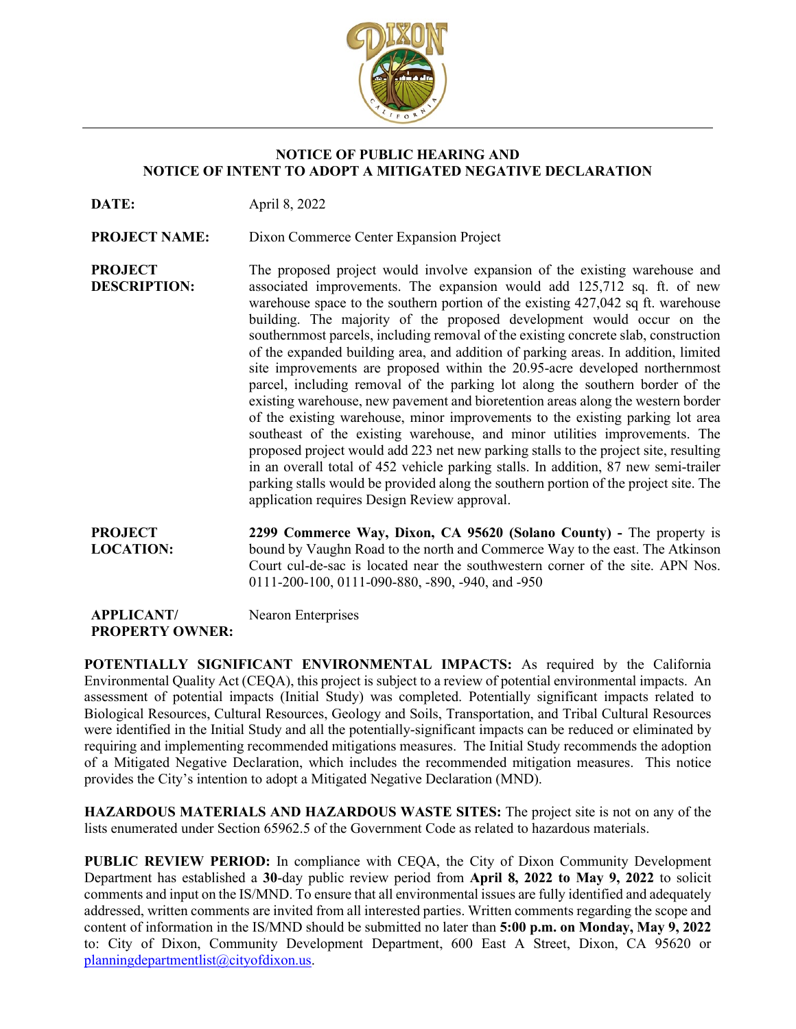# NOTICE OF PUBLIC HEARING AND NOTICE OF INTENT TO ADOPT A MITIGATED NEGATIVE DECLARATION

**DATE:** April 8, 2022

**PROJECT NAME:** Dixon Commerce Center Expansion Project

**PROJECT DESCRIPTION:** The proposed project would involve expansion of the existing warehouse and associated improvements. The expansion would add 125,712 sq. ft. of new warehouse space to the southern portion of the existing 427,042 sq ft. warehouse building. The majority of the proposed development would occur on the southernmost parcels, including removal of the existing concrete slab, construction of the expanded building area, and addition of parking areas. In addition, limited site improvements are proposed within the 20.95-acre developed northernmost parcel, including removal of the parking lot along the southern border of the existing warehouse, new pavement and bioretention areas along the western border of the existing warehouse, minor improvements to the existing parking lot area southeast of the existing warehouse, and minor utilities improvements. The proposed project would add 223 net new parking stalls to the project site, resulting in an overall total of 452 vehicle parking stalls. In addition, 87 new semi-trailer parking stalls would be provided along the southern portion of the project site. The application requires Design Review approval.

**PROJECT LOCATION:** **2299 Commerce Way, Dixon, CA 95620 (Solano County) -** The property is bound by Vaughn Road to the north and Commerce Way to the east. The Atkinson Court cul-de-sac is located near the southwestern corner of the site. APN Nos. 0111-200-100, 0111-090-880, -890, -940, and -950

**APPLICANT/ PROPERTY OWNER:** Nearon Enterprises

**POTENTIALLY SIGNIFICANT ENVIRONMENTAL IMPACTS:** As required by the California Environmental Quality Act (CEQA), this project is subject to a review of potential environmental impacts. An assessment of potential impacts (Initial Study) was completed. Potentially significant impacts related to Biological Resources, Cultural Resources, Geology and Soils, Transportation, and Tribal Cultural Resources were identified in the Initial Study and all the potentially-significant impacts can be reduced or eliminated by requiring and implementing recommended mitigations measures. The Initial Study recommends the adoption of a Mitigated Negative Declaration, which includes the recommended mitigation measures. This notice provides the City's intention to adopt a Mitigated Negative Declaration (MND).

**HAZARDOUS MATERIALS AND HAZARDOUS WASTE SITES:** The project site is not on any of the lists enumerated under Section 65962.5 of the Government Code as related to hazardous materials.

**PUBLIC REVIEW PERIOD:** In compliance with CEQA, the City of Dixon Community Development Department has established a **30**-day public review period from **April 8, 2022 to May 9, 2022** to solicit comments and input on the IS/MND. To ensure that all environmental issues are fully identified and adequately addressed, written comments are invited from all interested parties. Written comments regarding the scope and content of information in the IS/MND should be submitted no later than **5:00 p.m. on Monday, May 9, 2022** to: City of Dixon, Community Development Department, 600 East A Street, Dixon, CA 95620 or planningdepartmentlist@cityofdixon.us.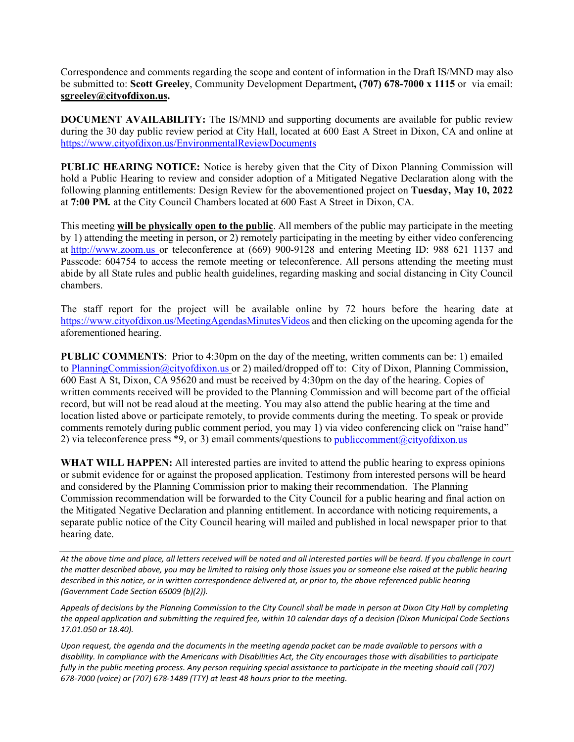Correspondence and comments regarding the scope and content of information in the Draft IS/MND may also be submitted to: **Scott Greeley**, Community Development Department**, (707) 678-7000 x 1115** or via email: **sgreeley@cityofdixon.us.**

**DOCUMENT AVAILABILITY:** The IS/MND and supporting documents are available for public review during the 30 day public review period at City Hall, located at 600 East A Street in Dixon, CA and online at https://www.cityofdixon.us/EnvironmentalReviewDocuments

**PUBLIC HEARING NOTICE:** Notice is hereby given that the City of Dixon Planning Commission will hold a Public Hearing to review and consider adoption of a Mitigated Negative Declaration along with the following planning entitlements: Design Review for the abovementioned project on **Tuesday, May 10, 2022** at **7:00 PM.** at the City Council Chambers located at 600 East A Street in Dixon, CA.

This meeting **will be physically open to the public**. All members of the public may participate in the meeting by 1) attending the meeting in person, or 2) remotely participating in the meeting by either video conferencing at http://www.zoom.us or teleconference at (669) 900-9128 and entering Meeting ID: 988 621 1137 and Passcode: 604754 to access the remote meeting or teleconference. All persons attending the meeting must abide by all State rules and public health guidelines, regarding masking and social distancing in City Council chambers.

The staff report for the project will be available online by 72 hours before the hearing date at https://www.cityofdixon.us/MeetingAgendasMinutesVideos and then clicking on the upcoming agenda for the aforementioned hearing.

**PUBLIC COMMENTS**: Prior to 4:30pm on the day of the meeting, written comments can be: 1) emailed to PlanningCommission@cityofdixon.us or 2) mailed/dropped off to: City of Dixon, Planning Commission, 600 East A St, Dixon, CA 95620 and must be received by 4:30pm on the day of the hearing. Copies of written comments received will be provided to the Planning Commission and will become part of the official record, but will not be read aloud at the meeting. You may also attend the public hearing at the time and location listed above or participate remotely, to provide comments during the meeting. To speak or provide comments remotely during public comment period, you may 1) via video conferencing click on "raise hand" 2) via teleconference press *9, or 3) email comments/questions to publiccomment@cityofdixon.us

**WHAT WILL HAPPEN:** All interested parties are invited to attend the public hearing to express opinions or submit evidence for or against the proposed application. Testimony from interested persons will be heard and considered by the Planning Commission prior to making their recommendation. The Planning Commission recommendation will be forwarded to the City Council for a public hearing and final action on the Mitigated Negative Declaration and planning entitlement. In accordance with noticing requirements, a separate public notice of the City Council hearing will mailed and published in local newspaper prior to that hearing date.

---

*At the above time and place, all letters received will be noted and all interested parties will be heard. If you challenge in court the matter described above, you may be limited to raising only those issues you or someone else raised at the public hearing described in this notice, or in written correspondence delivered at, or prior to, the above referenced public hearing (Government Code Section 65009 (b)(2)).*

*Appeals of decisions by the Planning Commission to the City Council shall be made in person at Dixon City Hall by completing the appeal application and submitting the required fee, within 10 calendar days of a decision (Dixon Municipal Code Sections 17.01.050 or 18.40).*

*Upon request, the agenda and the documents in the meeting agenda packet can be made available to persons with a disability. In compliance with the Americans with Disabilities Act, the City encourages those with disabilities to participate fully in the public meeting process. Any person requiring special assistance to participate in the meeting should call (707) 678-7000 (voice) or (707) 678-1489 (TTY) at least 48 hours prior to the meeting.*